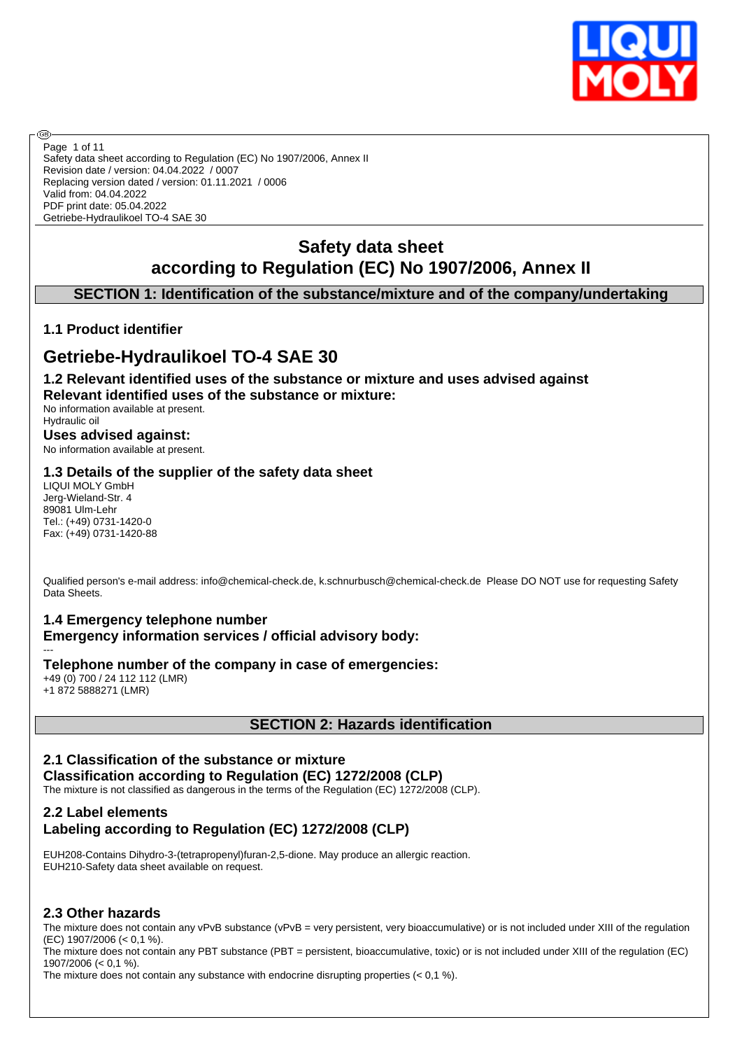Safety data sheet according to Regulation (EC) No 1907/2006, Annex II
Revision date / version: 04.04.2022 / 0007
Replacing version dated / version: 01.11.2021 / 0006
Valid from: 04.04.2022
PDF print date: 05.04.2022
Getriebe-Hydraulikoel TO-4 SAE 30

# Safety data sheet according to Regulation (EC) No 1907/2006, Annex II

## SECTION 1: Identification of the substance/mixture and of the company/undertaking

### 1.1 Product identifier

# Getriebe-Hydraulikoel TO-4 SAE 30

### 1.2 Relevant identified uses of the substance or mixture and uses advised against

**Relevant identified uses of the substance or mixture:**

No information available at present.
Hydraulic oil

**Uses advised against:**

No information available at present.

### 1.3 Details of the supplier of the safety data sheet

LIQUI MOLY GmbH
Jerg-Wieland-Str. 4
89081 Ulm-Lehr
Tel.: (+49) 0731-1420-0
Fax: (+49) 0731-1420-88

Qualified person's e-mail address: info@chemical-check.de, k.schnurbusch@chemical-check.de Please DO NOT use for requesting Safety Data Sheets.

### 1.4 Emergency telephone number

**Emergency information services / official advisory body:**

---

**Telephone number of the company in case of emergencies:**

+49 (0) 700 / 24 112 112 (LMR)
+1 872 5888271 (LMR)

## SECTION 2: Hazards identification

### 2.1 Classification of the substance or mixture

**Classification according to Regulation (EC) 1272/2008 (CLP)**

The mixture is not classified as dangerous in the terms of the Regulation (EC) 1272/2008 (CLP).

### 2.2 Label elements

**Labeling according to Regulation (EC) 1272/2008 (CLP)**

EUH208-Contains Dihydro-3-(tetrapropenyl)furan-2,5-dione. May produce an allergic reaction.
EUH210-Safety data sheet available on request.

### 2.3 Other hazards

The mixture does not contain any vPvB substance (vPvB = very persistent, very bioaccumulative) or is not included under XIII of the regulation (EC) 1907/2006 (< 0,1 %).
The mixture does not contain any PBT substance (PBT = persistent, bioaccumulative, toxic) or is not included under XIII of the regulation (EC) 1907/2006 (< 0,1 %).
The mixture does not contain any substance with endocrine disrupting properties (< 0,1 %).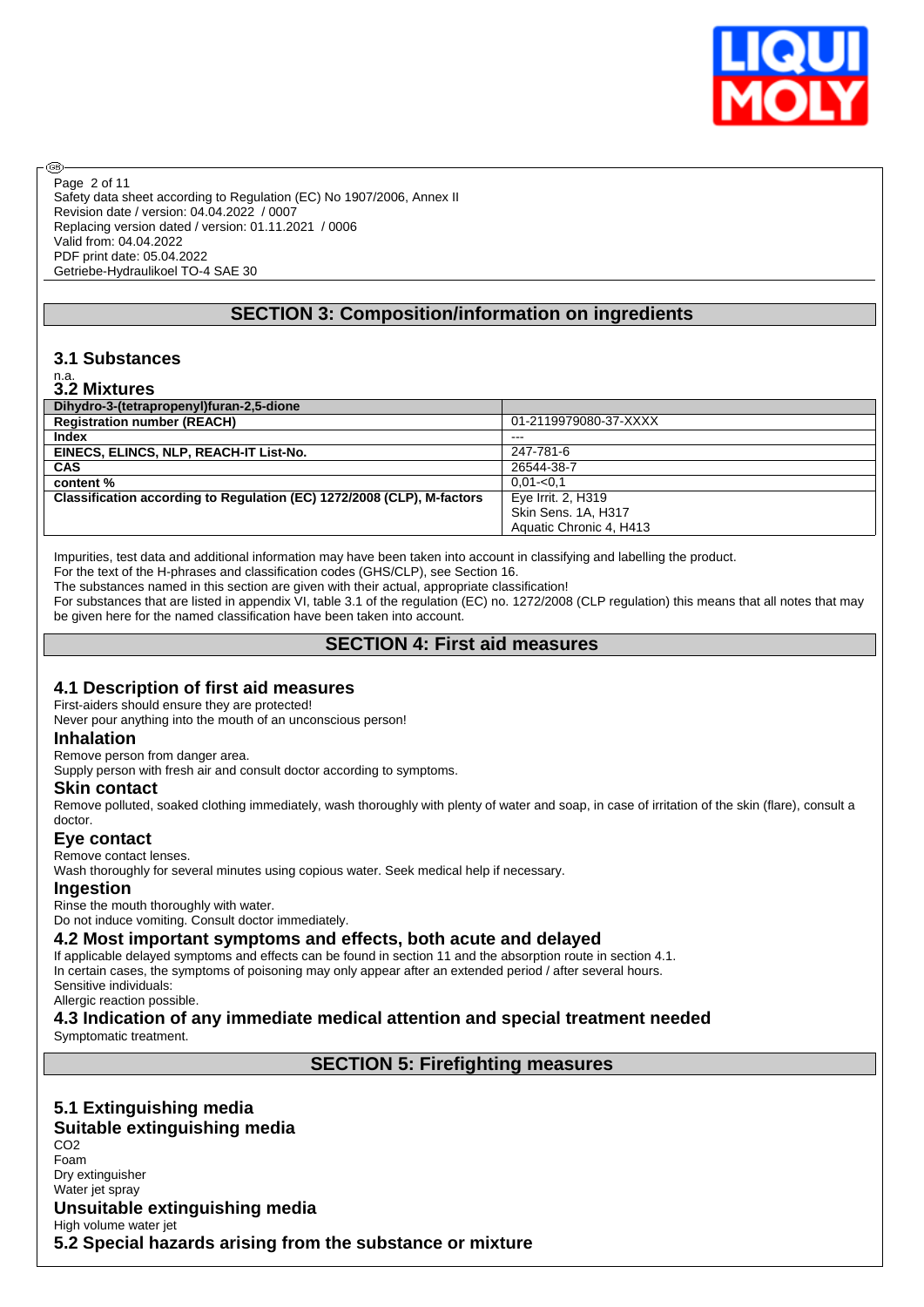## SECTION 3: Composition/information on ingredients

### 3.1 Substances

n.a.

### 3.2 Mixtures

| Dihydro-3-(tetrapropenyl)furan-2,5-dione | |
|---|---|
| **Registration number (REACH)** | 01-2119979080-37-XXXX |
| **Index** | --- |
| **EINECS, ELINCS, NLP, REACH-IT List-No.** | 247-781-6 |
| **CAS** | 26544-38-7 |
| **content %** | 0,01-<0,1 |
| **Classification according to Regulation (EC) 1272/2008 (CLP), M-factors** | Eye Irrit. 2, H319<br>Skin Sens. 1A, H317<br>Aquatic Chronic 4, H413 |

Impurities, test data and additional information may have been taken into account in classifying and labelling the product.
For the text of the H-phrases and classification codes (GHS/CLP), see Section 16.
The substances named in this section are given with their actual, appropriate classification!
For substances that are listed in appendix VI, table 3.1 of the regulation (EC) no. 1272/2008 (CLP regulation) this means that all notes that may be given here for the named classification have been taken into account.

## SECTION 4: First aid measures

### 4.1 Description of first aid measures

First-aiders should ensure they are protected!
Never pour anything into the mouth of an unconscious person!

#### Inhalation

Remove person from danger area.
Supply person with fresh air and consult doctor according to symptoms.

#### Skin contact

Remove polluted, soaked clothing immediately, wash thoroughly with plenty of water and soap, in case of irritation of the skin (flare), consult a doctor.

#### Eye contact

Remove contact lenses.
Wash thoroughly for several minutes using copious water. Seek medical help if necessary.

#### Ingestion

Rinse the mouth thoroughly with water.
Do not induce vomiting. Consult doctor immediately.

### 4.2 Most important symptoms and effects, both acute and delayed

If applicable delayed symptoms and effects can be found in section 11 and the absorption route in section 4.1.
In certain cases, the symptoms of poisoning may only appear after an extended period / after several hours.
Sensitive individuals:
Allergic reaction possible.

### 4.3 Indication of any immediate medical attention and special treatment needed

Symptomatic treatment.

## SECTION 5: Firefighting measures

### 5.1 Extinguishing media

#### Suitable extinguishing media

$CO_2$
Foam
Dry extinguisher
Water jet spray

#### Unsuitable extinguishing media

High volume water jet

### 5.2 Special hazards arising from the substance or mixture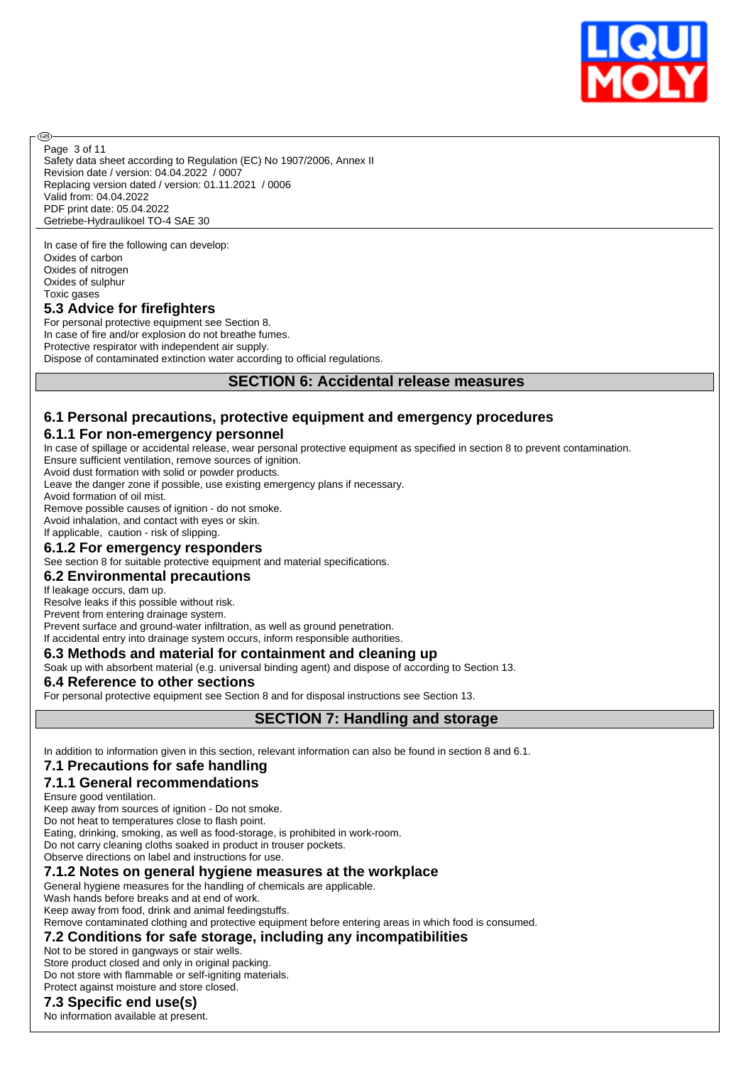In case of fire the following can develop:
Oxides of carbon
Oxides of nitrogen
Oxides of sulphur
Toxic gases

### 5.3 Advice for firefighters

For personal protective equipment see Section 8.
In case of fire and/or explosion do not breathe fumes.
Protective respirator with independent air supply.
Dispose of contaminated extinction water according to official regulations.

## SECTION 6: Accidental release measures

### 6.1 Personal precautions, protective equipment and emergency procedures

#### 6.1.1 For non-emergency personnel

In case of spillage or accidental release, wear personal protective equipment as specified in section 8 to prevent contamination.
Ensure sufficient ventilation, remove sources of ignition.
Avoid dust formation with solid or powder products.
Leave the danger zone if possible, use existing emergency plans if necessary.
Avoid formation of oil mist.
Remove possible causes of ignition - do not smoke.
Avoid inhalation, and contact with eyes or skin.
If applicable, caution - risk of slipping.

#### 6.1.2 For emergency responders

See section 8 for suitable protective equipment and material specifications.

### 6.2 Environmental precautions

If leakage occurs, dam up.
Resolve leaks if this possible without risk.
Prevent from entering drainage system.
Prevent surface and ground-water infiltration, as well as ground penetration.
If accidental entry into drainage system occurs, inform responsible authorities.

### 6.3 Methods and material for containment and cleaning up

Soak up with absorbent material (e.g. universal binding agent) and dispose of according to Section 13.

### 6.4 Reference to other sections

For personal protective equipment see Section 8 and for disposal instructions see Section 13.

## SECTION 7: Handling and storage

In addition to information given in this section, relevant information can also be found in section 8 and 6.1.

### 7.1 Precautions for safe handling

#### 7.1.1 General recommendations

Ensure good ventilation.
Keep away from sources of ignition - Do not smoke.
Do not heat to temperatures close to flash point.
Eating, drinking, smoking, as well as food-storage, is prohibited in work-room.
Do not carry cleaning cloths soaked in product in trouser pockets.
Observe directions on label and instructions for use.

#### 7.1.2 Notes on general hygiene measures at the workplace

General hygiene measures for the handling of chemicals are applicable.
Wash hands before breaks and at end of work.
Keep away from food, drink and animal feedingstuffs.
Remove contaminated clothing and protective equipment before entering areas in which food is consumed.

### 7.2 Conditions for safe storage, including any incompatibilities

Not to be stored in gangways or stair wells.
Store product closed and only in original packing.
Do not store with flammable or self-igniting materials.
Protect against moisture and store closed.

### 7.3 Specific end use(s)

No information available at present.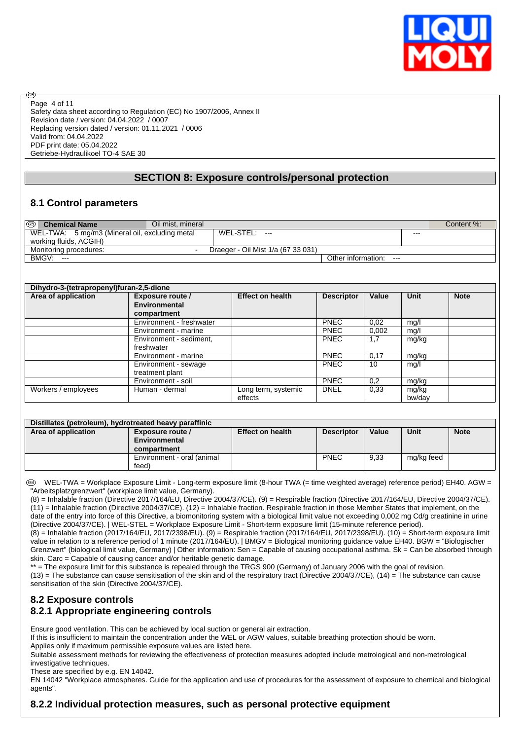## SECTION 8: Exposure controls/personal protection

### 8.1 Control parameters

| Chemical Name | Oil mist, mineral | | | Content %: |
|---|---|---|---|---|
| WEL-TWA: 5 mg/m3 (Mineral oil, excluding metal working fluids, ACGIH) | | WEL-STEL: --- | | --- |
| Monitoring procedures: | - | Draeger - Oil Mist 1/a (67 33 031) | | |
| BMGV: --- | | | Other information: --- | |

| Dihydro-3-(tetrapropenyl)furan-2,5-dione | | | | | | |
|---|---|---|---|---|---|---|
| **Area of application** | **Exposure route / Environmental compartment** | **Effect on health** | **Descriptor** | **Value** | **Unit** | **Note** |
| | Environment - freshwater | | PNEC | 0,02 | mg/l | |
| | Environment - marine | | PNEC | 0,002 | mg/l | |
| | Environment - sediment, freshwater | | PNEC | 1,7 | mg/kg | |
| | Environment - marine | | PNEC | 0,17 | mg/kg | |
| | Environment - sewage treatment plant | | PNEC | 10 | mg/l | |
| | Environment - soil | | PNEC | 0,2 | mg/kg | |
| Workers / employees | Human - dermal | Long term, systemic effects | DNEL | 0,33 | mg/kg bw/day | |

| Distillates (petroleum), hydrotreated heavy paraffinic | | | | | | |
|---|---|---|---|---|---|---|
| **Area of application** | **Exposure route / Environmental compartment** | **Effect on health** | **Descriptor** | **Value** | **Unit** | **Note** |
| | Environment - oral (animal feed) | | PNEC | 9,33 | mg/kg feed | |

WEL-TWA = Workplace Exposure Limit - Long-term exposure limit (8-hour TWA (= time weighted average) reference period) EH40. AGW = "Arbeitsplatzgrenzwert" (workplace limit value, Germany).
(8) = Inhalable fraction (Directive 2017/164/EU, Directive 2004/37/CE). (9) = Respirable fraction (Directive 2017/164/EU, Directive 2004/37/CE). (11) = Inhalable fraction (Directive 2004/37/CE). (12) = Inhalable fraction. Respirable fraction in those Member States that implement, on the date of the entry into force of this Directive, a biomonitoring system with a biological limit value not exceeding 0,002 mg Cd/g creatinine in urine (Directive 2004/37/CE). | WEL-STEL = Workplace Exposure Limit - Short-term exposure limit (15-minute reference period).
(8) = Inhalable fraction (2017/164/EU, 2017/2398/EU). (9) = Respirable fraction (2017/164/EU, 2017/2398/EU). (10) = Short-term exposure limit value in relation to a reference period of 1 minute (2017/164/EU). | BMGV = Biological monitoring guidance value EH40. BGW = "Biologischer Grenzwert" (biological limit value, Germany) | Other information: Sen = Capable of causing occupational asthma. Sk = Can be absorbed through skin. Carc = Capable of causing cancer and/or heritable genetic damage.
** = The exposure limit for this substance is repealed through the TRGS 900 (Germany) of January 2006 with the goal of revision.
(13) = The substance can cause sensitisation of the skin and of the respiratory tract (Directive 2004/37/CE), (14) = The substance can cause sensitisation of the skin (Directive 2004/37/CE).

### 8.2 Exposure controls

### 8.2.1 Appropriate engineering controls

Ensure good ventilation. This can be achieved by local suction or general air extraction.
If this is insufficient to maintain the concentration under the WEL or AGW values, suitable breathing protection should be worn.
Applies only if maximum permissible exposure values are listed here.
Suitable assessment methods for reviewing the effectiveness of protection measures adopted include metrological and non-metrological investigative techniques.
These are specified by e.g. EN 14042.
EN 14042 "Workplace atmospheres. Guide for the application and use of procedures for the assessment of exposure to chemical and biological agents".

### 8.2.2 Individual protection measures, such as personal protective equipment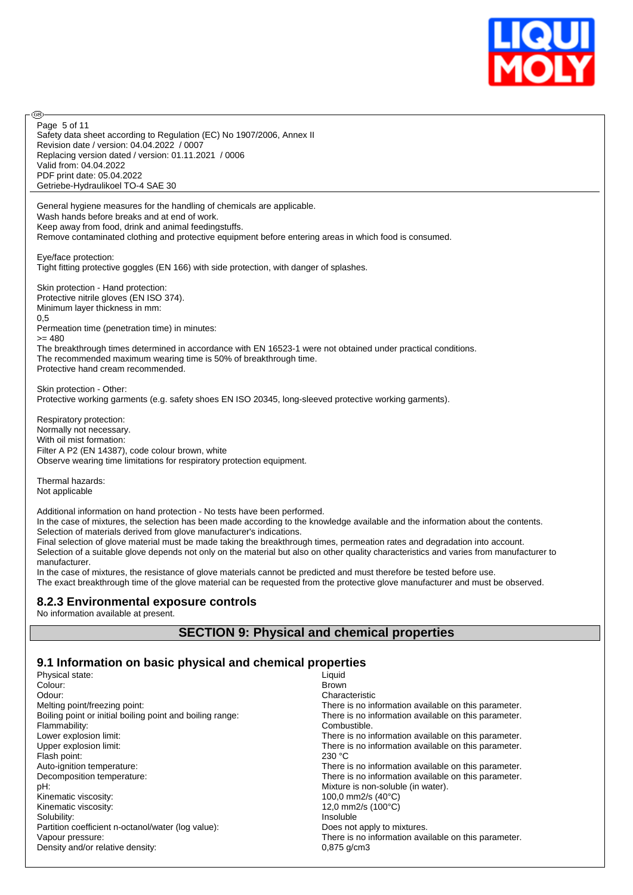General hygiene measures for the handling of chemicals are applicable.
Wash hands before breaks and at end of work.
Keep away from food, drink and animal feedingstuffs.
Remove contaminated clothing and protective equipment before entering areas in which food is consumed.

Eye/face protection:
Tight fitting protective goggles (EN 166) with side protection, with danger of splashes.

Skin protection - Hand protection:
Protective nitrile gloves (EN ISO 374).
Minimum layer thickness in mm:
0,5
Permeation time (penetration time) in minutes:
>= 480
The breakthrough times determined in accordance with EN 16523-1 were not obtained under practical conditions.
The recommended maximum wearing time is 50% of breakthrough time.
Protective hand cream recommended.

Skin protection - Other:
Protective working garments (e.g. safety shoes EN ISO 20345, long-sleeved protective working garments).

Respiratory protection:
Normally not necessary.
With oil mist formation:
Filter A P2 (EN 14387), code colour brown, white
Observe wearing time limitations for respiratory protection equipment.

Thermal hazards:
Not applicable

Additional information on hand protection - No tests have been performed.
In the case of mixtures, the selection has been made according to the knowledge available and the information about the contents.
Selection of materials derived from glove manufacturer's indications.
Final selection of glove material must be made taking the breakthrough times, permeation rates and degradation into account.
Selection of a suitable glove depends not only on the material but also on other quality characteristics and varies from manufacturer to manufacturer.
In the case of mixtures, the resistance of glove materials cannot be predicted and must therefore be tested before use.
The exact breakthrough time of the glove material can be requested from the protective glove manufacturer and must be observed.

### 8.2.3 Environmental exposure controls

No information available at present.

## SECTION 9: Physical and chemical properties

### 9.1 Information on basic physical and chemical properties

| | |
|---|---|
| Physical state: | Liquid |
| Colour: | Brown |
| Odour: | Characteristic |
| Melting point/freezing point: | There is no information available on this parameter. |
| Boiling point or initial boiling point and boiling range: | There is no information available on this parameter. |
| Flammability: | Combustible. |
| Lower explosion limit: | There is no information available on this parameter. |
| Upper explosion limit: | There is no information available on this parameter. |
| Flash point: | 230 °C |
| Auto-ignition temperature: | There is no information available on this parameter. |
| Decomposition temperature: | There is no information available on this parameter. |
| pH: | Mixture is non-soluble (in water). |
| Kinematic viscosity: | 100,0 mm2/s (40°C) |
| Kinematic viscosity: | 12,0 mm2/s (100°C) |
| Solubility: | Insoluble |
| Partition coefficient n-octanol/water (log value): | Does not apply to mixtures. |
| Vapour pressure: | There is no information available on this parameter. |
| Density and/or relative density: | 0,875 g/cm3 |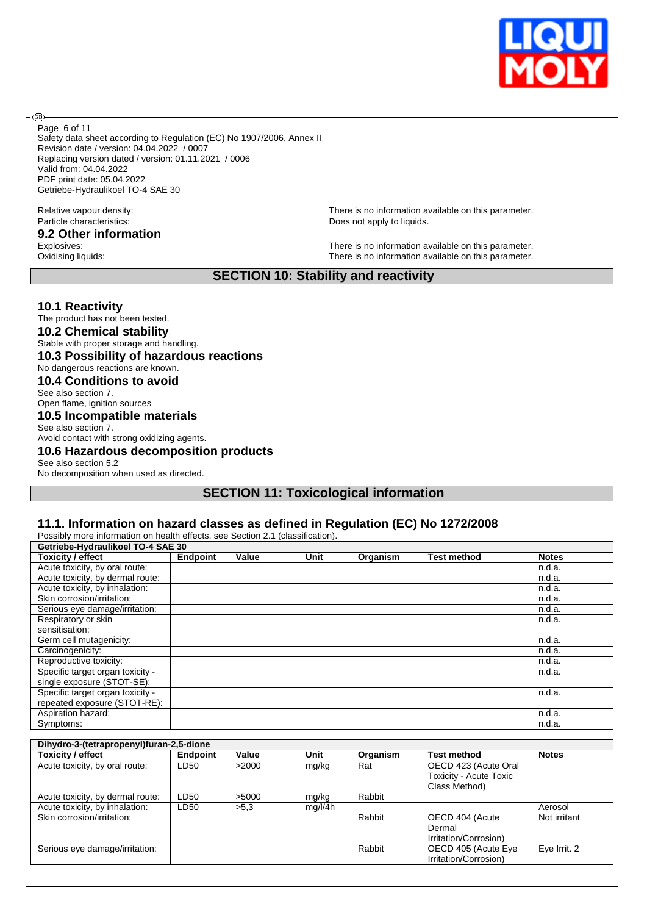Relative vapour density: There is no information available on this parameter.
Particle characteristics: Does not apply to liquids.

## 9.2 Other information

Explosives: There is no information available on this parameter.
Oxidising liquids: There is no information available on this parameter.

# SECTION 10: Stability and reactivity

## 10.1 Reactivity

The product has not been tested.

## 10.2 Chemical stability

Stable with proper storage and handling.

## 10.3 Possibility of hazardous reactions

No dangerous reactions are known.

## 10.4 Conditions to avoid

See also section 7.
Open flame, ignition sources

## 10.5 Incompatible materials

See also section 7.
Avoid contact with strong oxidizing agents.

## 10.6 Hazardous decomposition products

See also section 5.2
No decomposition when used as directed.

# SECTION 11: Toxicological information

## 11.1. Information on hazard classes as defined in Regulation (EC) No 1272/2008

Possibly more information on health effects, see Section 2.1 (classification).

| Getriebe-Hydraulikoel TO-4 SAE 30 | | | | | | |
|---|---|---|---|---|---|---|
| **Toxicity / effect** | **Endpoint** | **Value** | **Unit** | **Organism** | **Test method** | **Notes** |
| Acute toxicity, by oral route: | | | | | | n.d.a. |
| Acute toxicity, by dermal route: | | | | | | n.d.a. |
| Acute toxicity, by inhalation: | | | | | | n.d.a. |
| Skin corrosion/irritation: | | | | | | n.d.a. |
| Serious eye damage/irritation: | | | | | | n.d.a. |
| Respiratory or skin sensitisation: | | | | | | n.d.a. |
| Germ cell mutagenicity: | | | | | | n.d.a. |
| Carcinogenicity: | | | | | | n.d.a. |
| Reproductive toxicity: | | | | | | n.d.a. |
| Specific target organ toxicity - single exposure (STOT-SE): | | | | | | n.d.a. |
| Specific target organ toxicity - repeated exposure (STOT-RE): | | | | | | n.d.a. |
| Aspiration hazard: | | | | | | n.d.a. |
| Symptoms: | | | | | | n.d.a. |

| Dihydro-3-(tetrapropenyl)furan-2,5-dione | | | | | | |
|---|---|---|---|---|---|---|
| **Toxicity / effect** | **Endpoint** | **Value** | **Unit** | **Organism** | **Test method** | **Notes** |
| Acute toxicity, by oral route: | LD50 | >2000 | mg/kg | Rat | OECD 423 (Acute Oral Toxicity - Acute Toxic Class Method) | |
| Acute toxicity, by dermal route: | LD50 | >5000 | mg/kg | Rabbit | | |
| Acute toxicity, by inhalation: | LD50 | >5,3 | mg/l/4h | | | Aerosol |
| Skin corrosion/irritation: | | | | Rabbit | OECD 404 (Acute Dermal Irritation/Corrosion) | Not irritant |
| Serious eye damage/irritation: | | | | Rabbit | OECD 405 (Acute Eye Irritation/Corrosion) | Eye Irrit. 2 |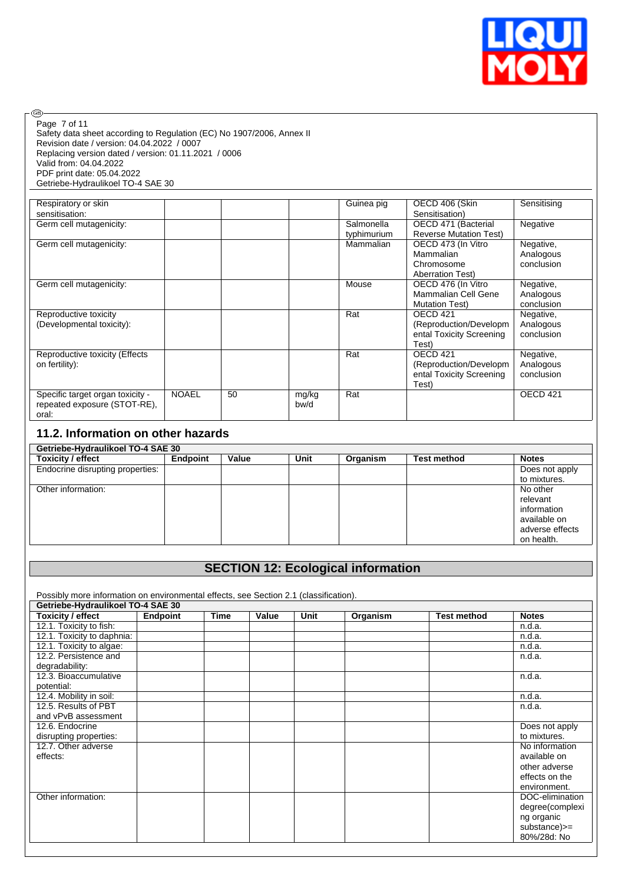Safety data sheet according to Regulation (EC) No 1907/2006, Annex II
Revision date / version: 04.04.2022 / 0007
Replacing version dated / version: 01.11.2021 / 0006
Valid from: 04.04.2022
PDF print date: 05.04.2022
Getriebe-Hydraulikoel TO-4 SAE 30

| | | | | | | |
|---|---|---|---|---|---|---|
| Respiratory or skin sensitisation: | | | | Guinea pig | OECD 406 (Skin Sensitisation) | Sensitising |
| Germ cell mutagenicity: | | | | Salmonella typhimurium | OECD 471 (Bacterial Reverse Mutation Test) | Negative |
| Germ cell mutagenicity: | | | | Mammalian | OECD 473 (In Vitro Mammalian Chromosome Aberration Test) | Negative, Analogous conclusion |
| Germ cell mutagenicity: | | | | Mouse | OECD 476 (In Vitro Mammalian Cell Gene Mutation Test) | Negative, Analogous conclusion |
| Reproductive toxicity (Developmental toxicity): | | | | Rat | OECD 421 (Reproduction/Developmental Toxicity Screening Test) | Negative, Analogous conclusion |
| Reproductive toxicity (Effects on fertility): | | | | Rat | OECD 421 (Reproduction/Developmental Toxicity Screening Test) | Negative, Analogous conclusion |
| Specific target organ toxicity - repeated exposure (STOT-RE), oral: | NOAEL | 50 | mg/kg bw/d | Rat | | OECD 421 |

## 11.2. Information on other hazards

| Getriebe-Hydraulikoel TO-4 SAE 30 | | | | | | |
|---|---|---|---|---|---|---|
| **Toxicity / effect** | **Endpoint** | **Value** | **Unit** | **Organism** | **Test method** | **Notes** |
| Endocrine disrupting properties: | | | | | | Does not apply to mixtures. |
| Other information: | | | | | | No other relevant information available on adverse effects on health. |

# SECTION 12: Ecological information

Possibly more information on environmental effects, see Section 2.1 (classification).

| Getriebe-Hydraulikoel TO-4 SAE 30 | | | | | | | |
|---|---|---|---|---|---|---|---|
| **Toxicity / effect** | **Endpoint** | **Time** | **Value** | **Unit** | **Organism** | **Test method** | **Notes** |
| 12.1. Toxicity to fish: | | | | | | | n.d.a. |
| 12.1. Toxicity to daphnia: | | | | | | | n.d.a. |
| 12.1. Toxicity to algae: | | | | | | | n.d.a. |
| 12.2. Persistence and degradability: | | | | | | | n.d.a. |
| 12.3. Bioaccumulative potential: | | | | | | | n.d.a. |
| 12.4. Mobility in soil: | | | | | | | n.d.a. |
| 12.5. Results of PBT and vPvB assessment | | | | | | | n.d.a. |
| 12.6. Endocrine disrupting properties: | | | | | | | Does not apply to mixtures. |
| 12.7. Other adverse effects: | | | | | | | No information available on other adverse effects on the environment. |
| Other information: | | | | | | | DOC-elimination degree(complexing organic substance)>= 80%/28d: No |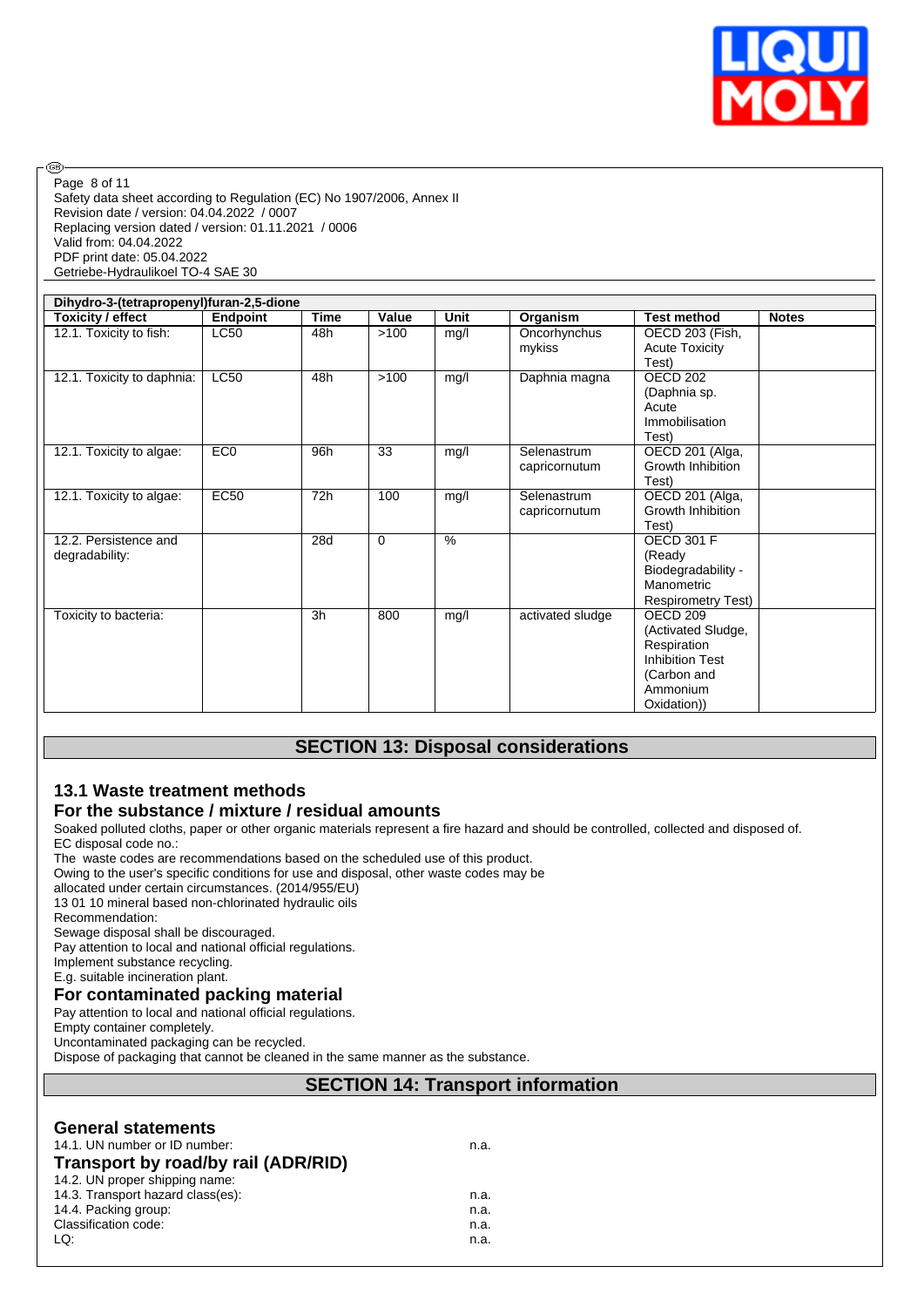| Dihydro-3-(tetrapropenyl)furan-2,5-dione | | | | | | | |
|---|---|---|---|---|---|---|---|
| **Toxicity / effect** | **Endpoint** | **Time** | **Value** | **Unit** | **Organism** | **Test method** | **Notes** |
| 12.1. Toxicity to fish: | LC50 | 48h | >100 | mg/l | Oncorhynchus mykiss | OECD 203 (Fish, Acute Toxicity Test) | |
| 12.1. Toxicity to daphnia: | LC50 | 48h | >100 | mg/l | Daphnia magna | OECD 202 (Daphnia sp. Acute Immobilisation Test) | |
| 12.1. Toxicity to algae: | EC0 | 96h | 33 | mg/l | Selenastrum capricornutum | OECD 201 (Alga, Growth Inhibition Test) | |
| 12.1. Toxicity to algae: | EC50 | 72h | 100 | mg/l | Selenastrum capricornutum | OECD 201 (Alga, Growth Inhibition Test) | |
| 12.2. Persistence and degradability: | | 28d | 0 | % | | OECD 301 F (Ready Biodegradability - Manometric Respirometry Test) | |
| Toxicity to bacteria: | | 3h | 800 | mg/l | activated sludge | OECD 209 (Activated Sludge, Respiration Inhibition Test (Carbon and Ammonium Oxidation)) | |

## SECTION 13: Disposal considerations

### 13.1 Waste treatment methods

### For the substance / mixture / residual amounts

Soaked polluted cloths, paper or other organic materials represent a fire hazard and should be controlled, collected and disposed of.
EC disposal code no.:
The waste codes are recommendations based on the scheduled use of this product.
Owing to the user's specific conditions for use and disposal, other waste codes may be allocated under certain circumstances. (2014/955/EU)
13 01 10 mineral based non-chlorinated hydraulic oils
Recommendation:
Sewage disposal shall be discouraged.
Pay attention to local and national official regulations.
Implement substance recycling.
E.g. suitable incineration plant.

### For contaminated packing material

Pay attention to local and national official regulations.
Empty container completely.
Uncontaminated packaging can be recycled.
Dispose of packaging that cannot be cleaned in the same manner as the substance.

## SECTION 14: Transport information

### General statements

14.1. UN number or ID number: n.a.

### Transport by road/by rail (ADR/RID)

14.2. UN proper shipping name:
14.3. Transport hazard class(es): n.a.
14.4. Packing group: n.a.
Classification code: n.a.
LQ: n.a.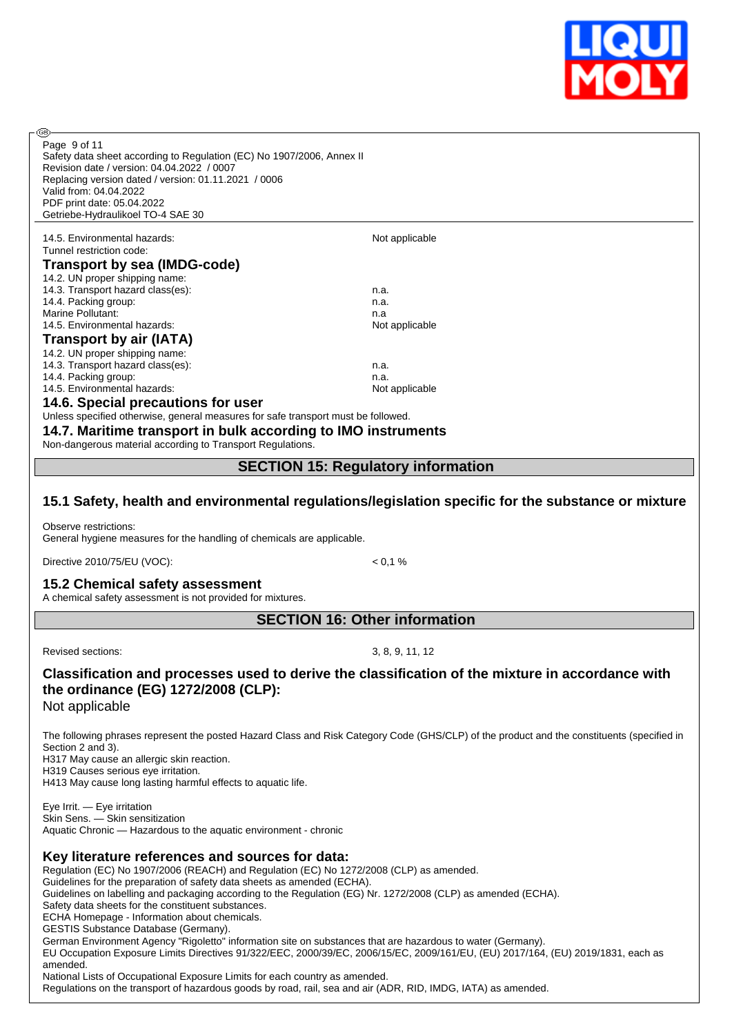| | |
|---|---|
| 14.5. Environmental hazards: | Not applicable |
| Tunnel restriction code: | |

### Transport by sea (IMDG-code)

| | |
|---|---|
| 14.2. UN proper shipping name: | |
| 14.3. Transport hazard class(es): | n.a. |
| 14.4. Packing group: | n.a. |
| Marine Pollutant: | n.a |
| 14.5. Environmental hazards: | Not applicable |

### Transport by air (IATA)

| | |
|---|---|
| 14.2. UN proper shipping name: | |
| 14.3. Transport hazard class(es): | n.a. |
| 14.4. Packing group: | n.a. |
| 14.5. Environmental hazards: | Not applicable |

### 14.6. Special precautions for user

Unless specified otherwise, general measures for safe transport must be followed.

### 14.7. Maritime transport in bulk according to IMO instruments

Non-dangerous material according to Transport Regulations.

## SECTION 15: Regulatory information

### 15.1 Safety, health and environmental regulations/legislation specific for the substance or mixture

Observe restrictions:
General hygiene measures for the handling of chemicals are applicable.

Directive 2010/75/EU (VOC): < 0,1 %

### 15.2 Chemical safety assessment

A chemical safety assessment is not provided for mixtures.

## SECTION 16: Other information

Revised sections: 3, 8, 9, 11, 12

### Classification and processes used to derive the classification of the mixture in accordance with the ordinance (EG) 1272/2008 (CLP):

Not applicable

The following phrases represent the posted Hazard Class and Risk Category Code (GHS/CLP) of the product and the constituents (specified in Section 2 and 3).
H317 May cause an allergic skin reaction.
H319 Causes serious eye irritation.
H413 May cause long lasting harmful effects to aquatic life.

Eye Irrit. — Eye irritation
Skin Sens. — Skin sensitization
Aquatic Chronic — Hazardous to the aquatic environment - chronic

### Key literature references and sources for data:

Regulation (EC) No 1907/2006 (REACH) and Regulation (EC) No 1272/2008 (CLP) as amended.
Guidelines for the preparation of safety data sheets as amended (ECHA).
Guidelines on labelling and packaging according to the Regulation (EG) Nr. 1272/2008 (CLP) as amended (ECHA).
Safety data sheets for the constituent substances.
ECHA Homepage - Information about chemicals.
GESTIS Substance Database (Germany).
German Environment Agency "Rigoletto" information site on substances that are hazardous to water (Germany).
EU Occupation Exposure Limits Directives 91/322/EEC, 2000/39/EC, 2006/15/EC, 2009/161/EU, (EU) 2017/164, (EU) 2019/1831, each as amended.
National Lists of Occupational Exposure Limits for each country as amended.
Regulations on the transport of hazardous goods by road, rail, sea and air (ADR, RID, IMDG, IATA) as amended.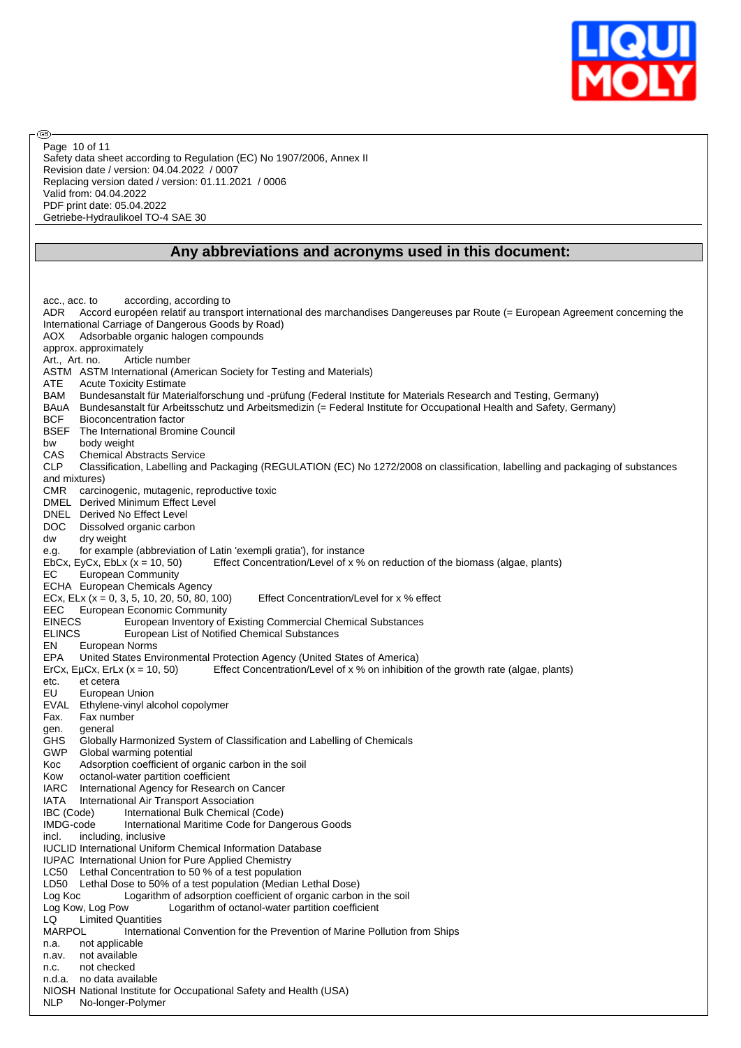## Any abbreviations and acronyms used in this document:

acc., acc. to according, according to
ADR Accord européen relatif au transport international des marchandises Dangereuses par Route (= European Agreement concerning the International Carriage of Dangerous Goods by Road)
AOX Adsorbable organic halogen compounds
approx. approximately
Art., Art. no. Article number
ASTM ASTM International (American Society for Testing and Materials)
ATE Acute Toxicity Estimate
BAM Bundesanstalt für Materialforschung und -prüfung (Federal Institute for Materials Research and Testing, Germany)
BAuA Bundesanstalt für Arbeitsschutz und Arbeitsmedizin (= Federal Institute for Occupational Health and Safety, Germany)
BCF Bioconcentration factor
BSEF The International Bromine Council
bw body weight
CAS Chemical Abstracts Service
CLP Classification, Labelling and Packaging (REGULATION (EC) No 1272/2008 on classification, labelling and packaging of substances and mixtures)
CMR carcinogenic, mutagenic, reproductive toxic
DMEL Derived Minimum Effect Level
DNEL Derived No Effect Level
DOC Dissolved organic carbon
dw dry weight
e.g. for example (abbreviation of Latin 'exempli gratia'), for instance
EbCx, EyCx, EbLx (x = 10, 50) Effect Concentration/Level of x % on reduction of the biomass (algae, plants)
EC European Community
ECHA European Chemicals Agency
ECx, ELx (x = 0, 3, 5, 10, 20, 50, 80, 100) Effect Concentration/Level for x % effect
EEC European Economic Community
EINECS European Inventory of Existing Commercial Chemical Substances
ELINCS European List of Notified Chemical Substances
EN European Norms
EPA United States Environmental Protection Agency (United States of America)
ErCx, EµCx, ErLx (x = 10, 50) Effect Concentration/Level of x % on inhibition of the growth rate (algae, plants)
etc. et cetera
EU European Union
EVAL Ethylene-vinyl alcohol copolymer
Fax. Fax number
gen. general
GHS Globally Harmonized System of Classification and Labelling of Chemicals
GWP Global warming potential
Koc Adsorption coefficient of organic carbon in the soil
Kow octanol-water partition coefficient
IARC International Agency for Research on Cancer
IATA International Air Transport Association
IBC (Code) International Bulk Chemical (Code)
IMDG-code International Maritime Code for Dangerous Goods
incl. including, inclusive
IUCLID International Uniform Chemical Information Database
IUPAC International Union for Pure Applied Chemistry
LC50 Lethal Concentration to 50 % of a test population
LD50 Lethal Dose to 50% of a test population (Median Lethal Dose)
Log Koc Logarithm of adsorption coefficient of organic carbon in the soil
Log Kow, Log Pow Logarithm of octanol-water partition coefficient
LQ Limited Quantities
MARPOL International Convention for the Prevention of Marine Pollution from Ships
n.a. not applicable
n.av. not available
n.c. not checked
n.d.a. no data available
NIOSH National Institute for Occupational Safety and Health (USA)
NLP No-longer-Polymer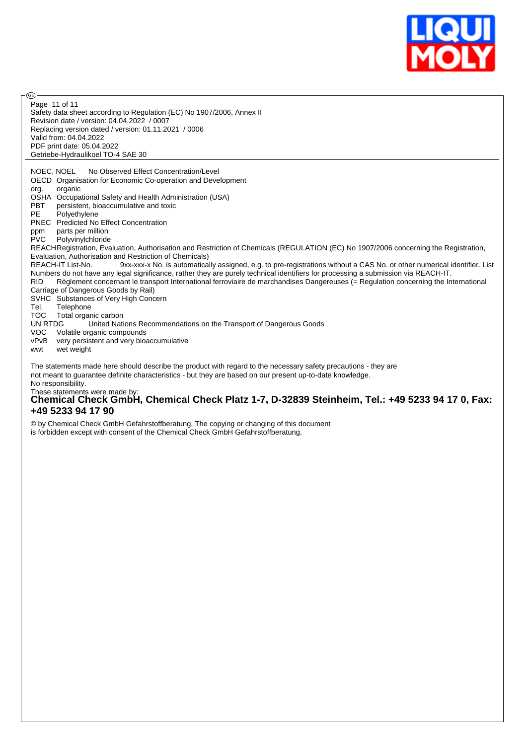NOEC, NOEL No Observed Effect Concentration/Level
OECD Organisation for Economic Co-operation and Development
org. organic
OSHA Occupational Safety and Health Administration (USA)
PBT persistent, bioaccumulative and toxic
PE Polyethylene
PNEC Predicted No Effect Concentration
ppm parts per million
PVC Polyvinylchloride
REACH Registration, Evaluation, Authorisation and Restriction of Chemicals (REGULATION (EC) No 1907/2006 concerning the Registration, Evaluation, Authorisation and Restriction of Chemicals)
REACH-IT List-No. 9xx-xxx-x No. is automatically assigned, e.g. to pre-registrations without a CAS No. or other numerical identifier. List Numbers do not have any legal significance, rather they are purely technical identifiers for processing a submission via REACH-IT.
RID Règlement concernant le transport International ferroviaire de marchandises Dangereuses (= Regulation concerning the International Carriage of Dangerous Goods by Rail)
SVHC Substances of Very High Concern
Tel. Telephone
TOC Total organic carbon
UN RTDG United Nations Recommendations on the Transport of Dangerous Goods
VOC Volatile organic compounds
vPvB very persistent and very bioaccumulative
wwt wet weight

The statements made here should describe the product with regard to the necessary safety precautions - they are not meant to guarantee definite characteristics - but they are based on our present up-to-date knowledge.
No responsibility.
These statements were made by:

**Chemical Check GmbH, Chemical Check Platz 1-7, D-32839 Steinheim, Tel.: +49 5233 94 17 0, Fax: +49 5233 94 17 90**

© by Chemical Check GmbH Gefahrstoffberatung. The copying or changing of this document is forbidden except with consent of the Chemical Check GmbH Gefahrstoffberatung.